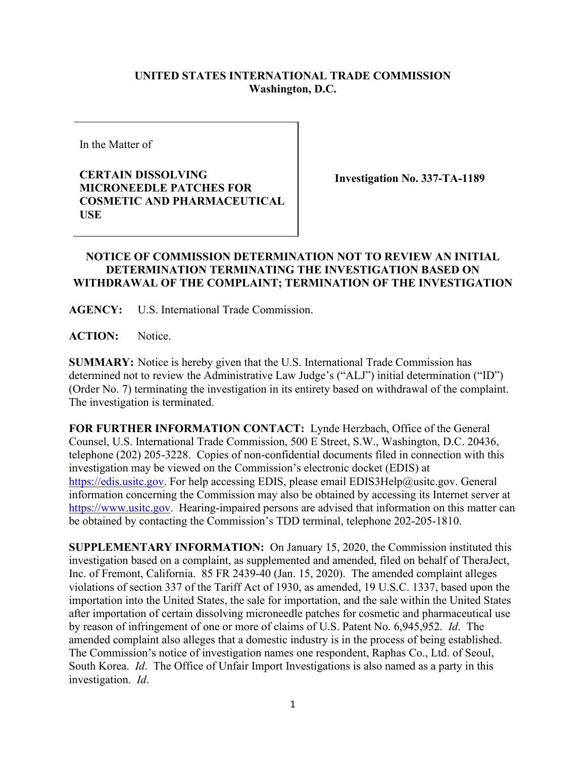**UNITED STATES INTERNATIONAL TRADE COMMISSION**
**Washington, D.C.**

| In the Matter of<br><br>**CERTAIN DISSOLVING MICRONEEDLE PATCHES FOR COSMETIC AND PHARMACEUTICAL USE** | **Investigation No. 337-TA-1189** |
| --- | --- |

**NOTICE OF COMMISSION DETERMINATION NOT TO REVIEW AN INITIAL DETERMINATION TERMINATING THE INVESTIGATION BASED ON WITHDRAWAL OF THE COMPLAINT; TERMINATION OF THE INVESTIGATION**

**AGENCY:** U.S. International Trade Commission.

**ACTION:** Notice.

**SUMMARY:** Notice is hereby given that the U.S. International Trade Commission has determined not to review the Administrative Law Judge's ("ALJ") initial determination ("ID") (Order No. 7) terminating the investigation in its entirety based on withdrawal of the complaint. The investigation is terminated.

**FOR FURTHER INFORMATION CONTACT:** Lynde Herzbach, Office of the General Counsel, U.S. International Trade Commission, 500 E Street, S.W., Washington, D.C. 20436, telephone (202) 205-3228. Copies of non-confidential documents filed in connection with this investigation may be viewed on the Commission's electronic docket (EDIS) at https://edis.usitc.gov. For help accessing EDIS, please email EDIS3Help@usitc.gov. General information concerning the Commission may also be obtained by accessing its Internet server at https://www.usitc.gov. Hearing-impaired persons are advised that information on this matter can be obtained by contacting the Commission's TDD terminal, telephone 202-205-1810.

**SUPPLEMENTARY INFORMATION:** On January 15, 2020, the Commission instituted this investigation based on a complaint, as supplemented and amended, filed on behalf of TheraJect, Inc. of Fremont, California. 85 FR 2439-40 (Jan. 15, 2020). The amended complaint alleges violations of section 337 of the Tariff Act of 1930, as amended, 19 U.S.C. 1337, based upon the importation into the United States, the sale for importation, and the sale within the United States after importation of certain dissolving microneedle patches for cosmetic and pharmaceutical use by reason of infringement of one or more of claims of U.S. Patent No. 6,945,952. *Id*. The amended complaint also alleges that a domestic industry is in the process of being established. The Commission's notice of investigation names one respondent, Raphas Co., Ltd. of Seoul, South Korea. *Id*. The Office of Unfair Import Investigations is also named as a party in this investigation. *Id*.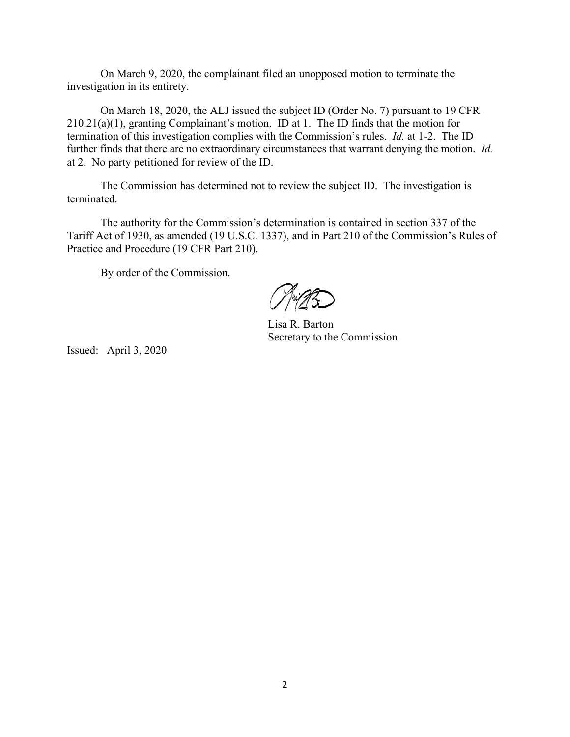On March 9, 2020, the complainant filed an unopposed motion to terminate the investigation in its entirety.

On March 18, 2020, the ALJ issued the subject ID (Order No. 7) pursuant to 19 CFR 210.21(a)(1), granting Complainant's motion. ID at 1. The ID finds that the motion for termination of this investigation complies with the Commission's rules. *Id.* at 1-2. The ID further finds that there are no extraordinary circumstances that warrant denying the motion. *Id.* at 2. No party petitioned for review of the ID.

The Commission has determined not to review the subject ID. The investigation is terminated.

The authority for the Commission's determination is contained in section 337 of the Tariff Act of 1930, as amended (19 U.S.C. 1337), and in Part 210 of the Commission's Rules of Practice and Procedure (19 CFR Part 210).

By order of the Commission.

Lisa R. Barton
Secretary to the Commission

Issued: April 3, 2020